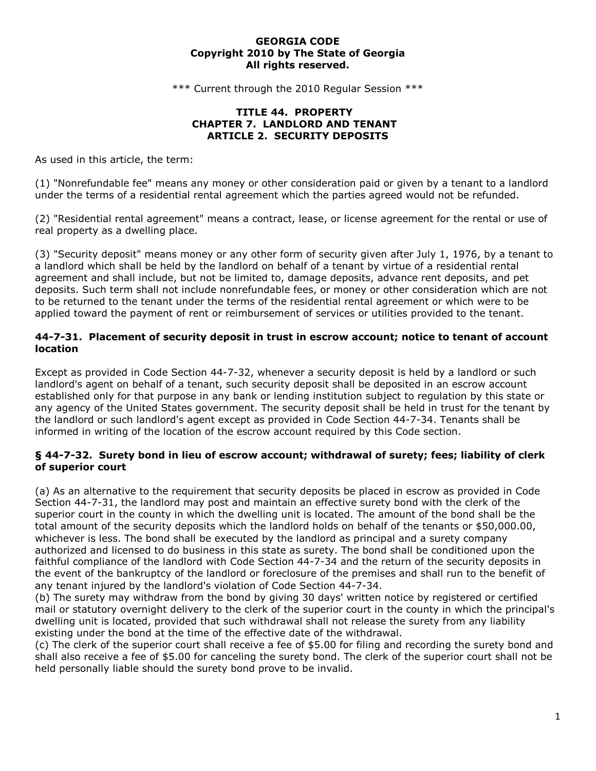**GEORGIA CODE**
**Copyright 2010 by The State of Georgia**
**All rights reserved.**

\*\*\* Current through the 2010 Regular Session \*\*\*

# TITLE 44. PROPERTY
## CHAPTER 7. LANDLORD AND TENANT
## ARTICLE 2. SECURITY DEPOSITS

As used in this article, the term:

(1) "Nonrefundable fee" means any money or other consideration paid or given by a tenant to a landlord under the terms of a residential rental agreement which the parties agreed would not be refunded.

(2) "Residential rental agreement" means a contract, lease, or license agreement for the rental or use of real property as a dwelling place.

(3) "Security deposit" means money or any other form of security given after July 1, 1976, by a tenant to a landlord which shall be held by the landlord on behalf of a tenant by virtue of a residential rental agreement and shall include, but not be limited to, damage deposits, advance rent deposits, and pet deposits. Such term shall not include nonrefundable fees, or money or other consideration which are not to be returned to the tenant under the terms of the residential rental agreement or which were to be applied toward the payment of rent or reimbursement of services or utilities provided to the tenant.

### 44-7-31. Placement of security deposit in trust in escrow account; notice to tenant of account location

Except as provided in Code Section 44-7-32, whenever a security deposit is held by a landlord or such landlord's agent on behalf of a tenant, such security deposit shall be deposited in an escrow account established only for that purpose in any bank or lending institution subject to regulation by this state or any agency of the United States government. The security deposit shall be held in trust for the tenant by the landlord or such landlord's agent except as provided in Code Section 44-7-34. Tenants shall be informed in writing of the location of the escrow account required by this Code section.

### § 44-7-32. Surety bond in lieu of escrow account; withdrawal of surety; fees; liability of clerk of superior court

(a) As an alternative to the requirement that security deposits be placed in escrow as provided in Code Section 44-7-31, the landlord may post and maintain an effective surety bond with the clerk of the superior court in the county in which the dwelling unit is located. The amount of the bond shall be the total amount of the security deposits which the landlord holds on behalf of the tenants or $50,000.00, whichever is less. The bond shall be executed by the landlord as principal and a surety company authorized and licensed to do business in this state as surety. The bond shall be conditioned upon the faithful compliance of the landlord with Code Section 44-7-34 and the return of the security deposits in the event of the bankruptcy of the landlord or foreclosure of the premises and shall run to the benefit of any tenant injured by the landlord's violation of Code Section 44-7-34.
(b) The surety may withdraw from the bond by giving 30 days' written notice by registered or certified mail or statutory overnight delivery to the clerk of the superior court in the county in which the principal's dwelling unit is located, provided that such withdrawal shall not release the surety from any liability existing under the bond at the time of the effective date of the withdrawal.
(c) The clerk of the superior court shall receive a fee of $5.00 for filing and recording the surety bond and shall also receive a fee of $5.00 for canceling the surety bond. The clerk of the superior court shall not be held personally liable should the surety bond prove to be invalid.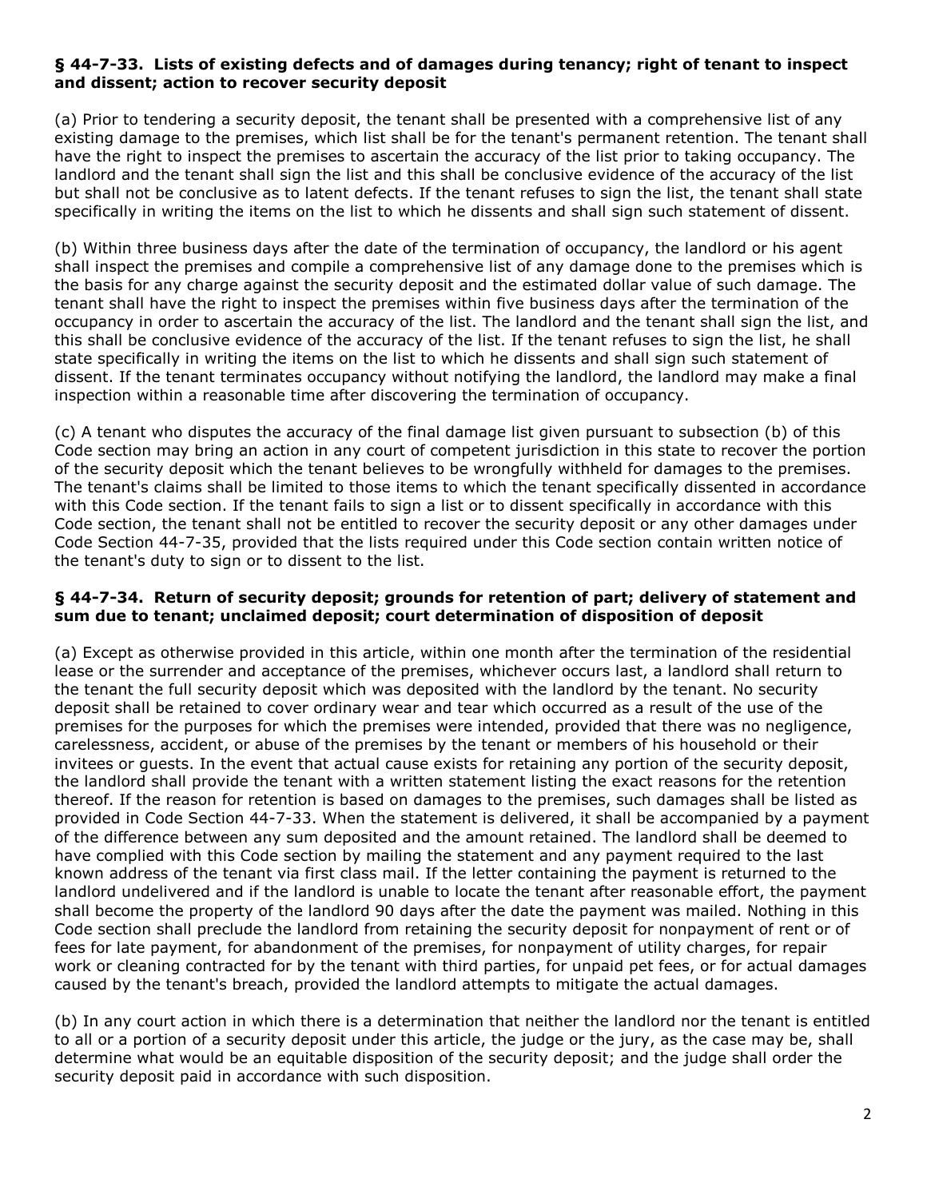### § 44-7-33. Lists of existing defects and of damages during tenancy; right of tenant to inspect and dissent; action to recover security deposit

(a) Prior to tendering a security deposit, the tenant shall be presented with a comprehensive list of any existing damage to the premises, which list shall be for the tenant's permanent retention. The tenant shall have the right to inspect the premises to ascertain the accuracy of the list prior to taking occupancy. The landlord and the tenant shall sign the list and this shall be conclusive evidence of the accuracy of the list but shall not be conclusive as to latent defects. If the tenant refuses to sign the list, the tenant shall state specifically in writing the items on the list to which he dissents and shall sign such statement of dissent.

(b) Within three business days after the date of the termination of occupancy, the landlord or his agent shall inspect the premises and compile a comprehensive list of any damage done to the premises which is the basis for any charge against the security deposit and the estimated dollar value of such damage. The tenant shall have the right to inspect the premises within five business days after the termination of the occupancy in order to ascertain the accuracy of the list. The landlord and the tenant shall sign the list, and this shall be conclusive evidence of the accuracy of the list. If the tenant refuses to sign the list, he shall state specifically in writing the items on the list to which he dissents and shall sign such statement of dissent. If the tenant terminates occupancy without notifying the landlord, the landlord may make a final inspection within a reasonable time after discovering the termination of occupancy.

(c) A tenant who disputes the accuracy of the final damage list given pursuant to subsection (b) of this Code section may bring an action in any court of competent jurisdiction in this state to recover the portion of the security deposit which the tenant believes to be wrongfully withheld for damages to the premises. The tenant's claims shall be limited to those items to which the tenant specifically dissented in accordance with this Code section. If the tenant fails to sign a list or to dissent specifically in accordance with this Code section, the tenant shall not be entitled to recover the security deposit or any other damages under Code Section 44-7-35, provided that the lists required under this Code section contain written notice of the tenant's duty to sign or to dissent to the list.

### § 44-7-34. Return of security deposit; grounds for retention of part; delivery of statement and sum due to tenant; unclaimed deposit; court determination of disposition of deposit

(a) Except as otherwise provided in this article, within one month after the termination of the residential lease or the surrender and acceptance of the premises, whichever occurs last, a landlord shall return to the tenant the full security deposit which was deposited with the landlord by the tenant. No security deposit shall be retained to cover ordinary wear and tear which occurred as a result of the use of the premises for the purposes for which the premises were intended, provided that there was no negligence, carelessness, accident, or abuse of the premises by the tenant or members of his household or their invitees or guests. In the event that actual cause exists for retaining any portion of the security deposit, the landlord shall provide the tenant with a written statement listing the exact reasons for the retention thereof. If the reason for retention is based on damages to the premises, such damages shall be listed as provided in Code Section 44-7-33. When the statement is delivered, it shall be accompanied by a payment of the difference between any sum deposited and the amount retained. The landlord shall be deemed to have complied with this Code section by mailing the statement and any payment required to the last known address of the tenant via first class mail. If the letter containing the payment is returned to the landlord undelivered and if the landlord is unable to locate the tenant after reasonable effort, the payment shall become the property of the landlord 90 days after the date the payment was mailed. Nothing in this Code section shall preclude the landlord from retaining the security deposit for nonpayment of rent or of fees for late payment, for abandonment of the premises, for nonpayment of utility charges, for repair work or cleaning contracted for by the tenant with third parties, for unpaid pet fees, or for actual damages caused by the tenant's breach, provided the landlord attempts to mitigate the actual damages.

(b) In any court action in which there is a determination that neither the landlord nor the tenant is entitled to all or a portion of a security deposit under this article, the judge or the jury, as the case may be, shall determine what would be an equitable disposition of the security deposit; and the judge shall order the security deposit paid in accordance with such disposition.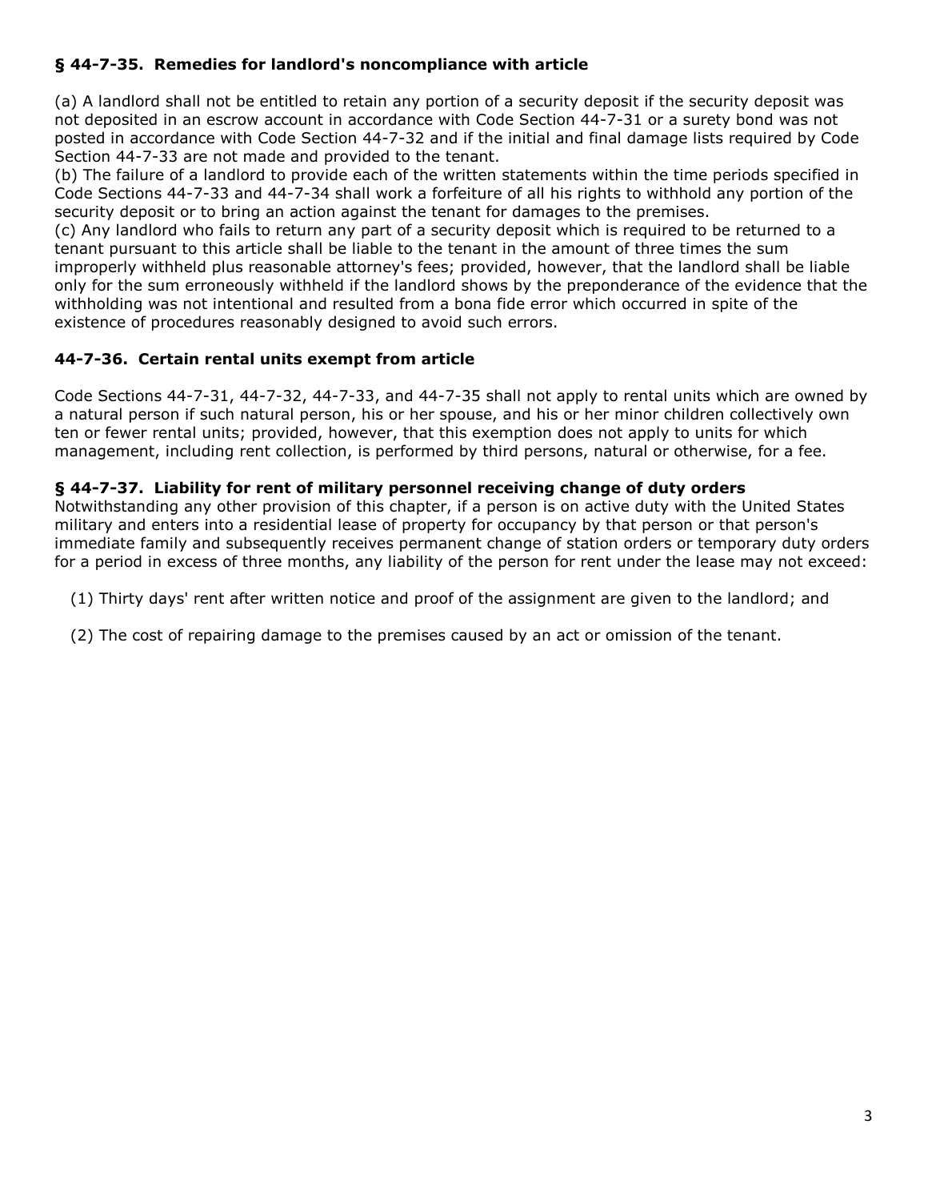### § 44-7-35. Remedies for landlord's noncompliance with article

(a) A landlord shall not be entitled to retain any portion of a security deposit if the security deposit was not deposited in an escrow account in accordance with Code Section 44-7-31 or a surety bond was not posted in accordance with Code Section 44-7-32 and if the initial and final damage lists required by Code Section 44-7-33 are not made and provided to the tenant.
(b) The failure of a landlord to provide each of the written statements within the time periods specified in Code Sections 44-7-33 and 44-7-34 shall work a forfeiture of all his rights to withhold any portion of the security deposit or to bring an action against the tenant for damages to the premises.
(c) Any landlord who fails to return any part of a security deposit which is required to be returned to a tenant pursuant to this article shall be liable to the tenant in the amount of three times the sum improperly withheld plus reasonable attorney's fees; provided, however, that the landlord shall be liable only for the sum erroneously withheld if the landlord shows by the preponderance of the evidence that the withholding was not intentional and resulted from a bona fide error which occurred in spite of the existence of procedures reasonably designed to avoid such errors.

### 44-7-36. Certain rental units exempt from article

Code Sections 44-7-31, 44-7-32, 44-7-33, and 44-7-35 shall not apply to rental units which are owned by a natural person if such natural person, his or her spouse, and his or her minor children collectively own ten or fewer rental units; provided, however, that this exemption does not apply to units for which management, including rent collection, is performed by third persons, natural or otherwise, for a fee.

### § 44-7-37. Liability for rent of military personnel receiving change of duty orders

Notwithstanding any other provision of this chapter, if a person is on active duty with the United States military and enters into a residential lease of property for occupancy by that person or that person's immediate family and subsequently receives permanent change of station orders or temporary duty orders for a period in excess of three months, any liability of the person for rent under the lease may not exceed:

(1) Thirty days' rent after written notice and proof of the assignment are given to the landlord; and

(2) The cost of repairing damage to the premises caused by an act or omission of the tenant.